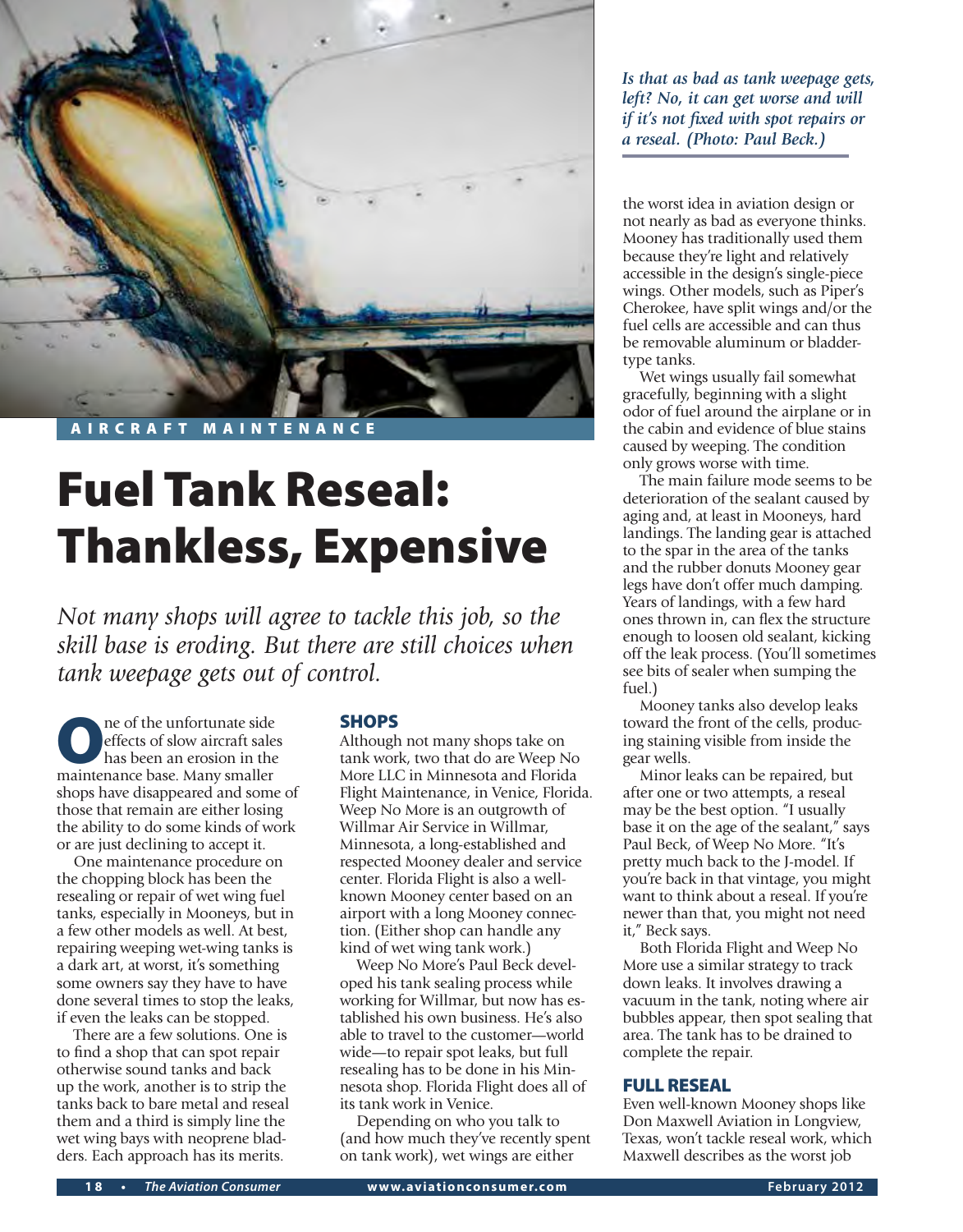AIRCRAFT MAINTENANCE

# Fuel Tank Reseal: Thankless, Expensive

*Not many shops will agree to tackle this job, so the skill base is eroding. But there are still choices when tank weepage gets out of control.*

*Is that as bad as tank weepage gets, left? No, it can get worse and will if it's not fixed with spot repairs or a reseal. (Photo: Paul Beck.)*

One of the unfortunate side effects of slow aircraft sales has been an erosion in the maintenance base. Many smaller shops have disappeared and some of those that remain are either losing the ability to do some kinds of work or are just declining to accept it.

One maintenance procedure on the chopping block has been the resealing or repair of wet wing fuel tanks, especially in Mooneys, but in a few other models as well. At best, repairing weeping wet-wing tanks is a dark art, at worst, it's something some owners say they have to have done several times to stop the leaks, if even the leaks can be stopped.

There are a few solutions. One is to find a shop that can spot repair otherwise sound tanks and back up the work, another is to strip the tanks back to bare metal and reseal them and a third is simply line the wet wing bays with neoprene bladders. Each approach has its merits.

## SHOPS

Although not many shops take on tank work, two that do are Weep No More LLC in Minnesota and Florida Flight Maintenance, in Venice, Florida. Weep No More is an outgrowth of Willmar Air Service in Willmar, Minnesota, a long-established and respected Mooney dealer and service center. Florida Flight is also a well-known Mooney center based on an airport with a long Mooney connection. (Either shop can handle any kind of wet wing tank work.)

Weep No More's Paul Beck developed his tank sealing process while working for Willmar, but now has established his own business. He's also able to travel to the customer—world wide—to repair spot leaks, but full resealing has to be done in his Minnesota shop. Florida Flight does all of its tank work in Venice.

Depending on who you talk to (and how much they've recently spent on tank work), wet wings are either the worst idea in aviation design or not nearly as bad as everyone thinks. Mooney has traditionally used them because they're light and relatively accessible in the design's single-piece wings. Other models, such as Piper's Cherokee, have split wings and/or the fuel cells are accessible and can thus be removable aluminum or bladder-type tanks.

Wet wings usually fail somewhat gracefully, beginning with a slight odor of fuel around the airplane or in the cabin and evidence of blue stains caused by weeping. The condition only grows worse with time.

The main failure mode seems to be deterioration of the sealant caused by aging and, at least in Mooneys, hard landings. The landing gear is attached to the spar in the area of the tanks and the rubber donuts Mooney gear legs have don't offer much damping. Years of landings, with a few hard ones thrown in, can flex the structure enough to loosen old sealant, kicking off the leak process. (You'll sometimes see bits of sealer when sumping the fuel.)

Mooney tanks also develop leaks toward the front of the cells, producing staining visible from inside the gear wells.

Minor leaks can be repaired, but after one or two attempts, a reseal may be the best option. "I usually base it on the age of the sealant," says Paul Beck, of Weep No More. "It's pretty much back to the J-model. If you're back in that vintage, you might want to think about a reseal. If you're newer than that, you might not need it," Beck says.

Both Florida Flight and Weep No More use a similar strategy to track down leaks. It involves drawing a vacuum in the tank, noting where air bubbles appear, then spot sealing that area. The tank has to be drained to complete the repair.

## FULL RESEAL

Even well-known Mooney shops like Don Maxwell Aviation in Longview, Texas, won't tackle reseal work, which Maxwell describes as the worst job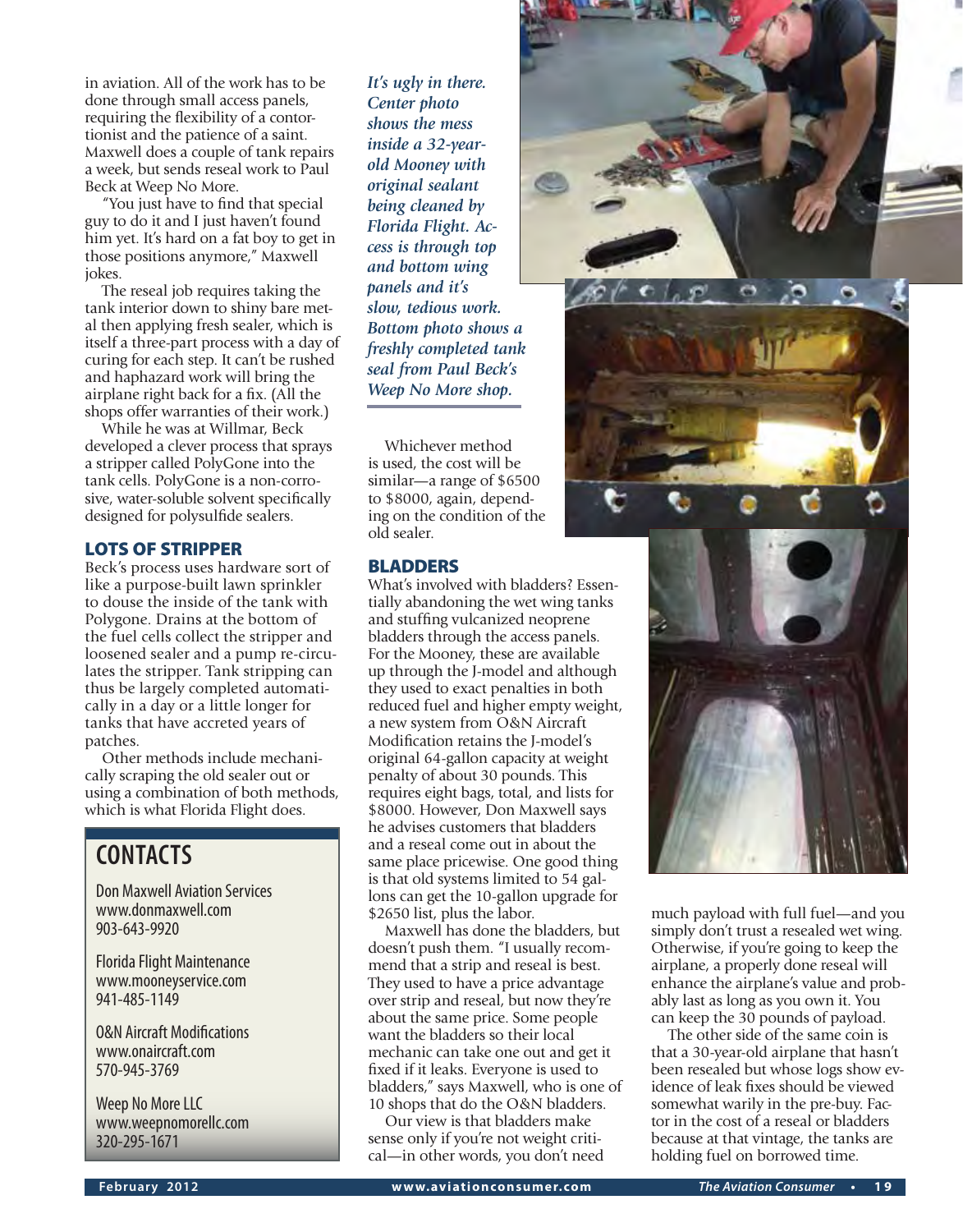in aviation. All of the work has to be done through small access panels, requiring the flexibility of a contortionist and the patience of a saint. Maxwell does a couple of tank repairs a week, but sends reseal work to Paul Beck at Weep No More.

"You just have to find that special guy to do it and I just haven't found him yet. It's hard on a fat boy to get in those positions anymore," Maxwell jokes.

The reseal job requires taking the tank interior down to shiny bare metal then applying fresh sealer, which is itself a three-part process with a day of curing for each step. It can't be rushed and haphazard work will bring the airplane right back for a fix. (All the shops offer warranties of their work.)

While he was at Willmar, Beck developed a clever process that sprays a stripper called PolyGone into the tank cells. PolyGone is a non-corrosive, water-soluble solvent specifically designed for polysulfide sealers.

## LOTS OF STRIPPER

Beck's process uses hardware sort of like a purpose-built lawn sprinkler to douse the inside of the tank with Polygone. Drains at the bottom of the fuel cells collect the stripper and loosened sealer and a pump re-circulates the stripper. Tank stripping can thus be largely completed automatically in a day or a little longer for tanks that have accreted years of patches.

Other methods include mechanically scraping the old sealer out or using a combination of both methods, which is what Florida Flight does.

*It's ugly in there. Center photo shows the mess inside a 32-year-old Mooney with original sealant being cleaned by Florida Flight. Access is through top and bottom wing panels and it's slow, tedious work. Bottom photo shows a freshly completed tank seal from Paul Beck's Weep No More shop.*

Whichever method is used, the cost will be similar—a range of $6500 to $8000, again, depending on the condition of the old sealer.

## BLADDERS

What's involved with bladders? Essentially abandoning the wet wing tanks and stuffing vulcanized neoprene bladders through the access panels. For the Mooney, these are available up through the J-model and although they used to exact penalties in both reduced fuel and higher empty weight, a new system from O&N Aircraft Modification retains the J-model's original 64-gallon capacity at weight penalty of about 30 pounds. This requires eight bags, total, and lists for $8000. However, Don Maxwell says he advises customers that bladders and a reseal come out in about the same place pricewise. One good thing is that old systems limited to 54 gallons can get the 10-gallon upgrade for $2650 list, plus the labor.

Maxwell has done the bladders, but doesn't push them. "I usually recommend that a strip and reseal is best. They used to have a price advantage over strip and reseal, but now they're about the same price. Some people want the bladders so their local mechanic can take one out and get it fixed if it leaks. Everyone is used to bladders," says Maxwell, who is one of 10 shops that do the O&N bladders.

Our view is that bladders make sense only if you're not weight critical—in other words, you don't need much payload with full fuel—and you simply don't trust a resealed wet wing. Otherwise, if you're going to keep the airplane, a properly done reseal will enhance the airplane's value and probably last as long as you own it. You can keep the 30 pounds of payload.

The other side of the same coin is that a 30-year-old airplane that hasn't been resealed but whose logs show evidence of leak fixes should be viewed somewhat warily in the pre-buy. Factor in the cost of a reseal or bladders because at that vintage, the tanks are holding fuel on borrowed time.

## CONTACTS

Don Maxwell Aviation Services
www.donmaxwell.com
903-643-9920

Florida Flight Maintenance
www.mooneyservice.com
941-485-1149

O&N Aircraft Modifications
www.onaircraft.com
570-945-3769

Weep No More LLC
www.weepnomorellc.com
320-295-1671